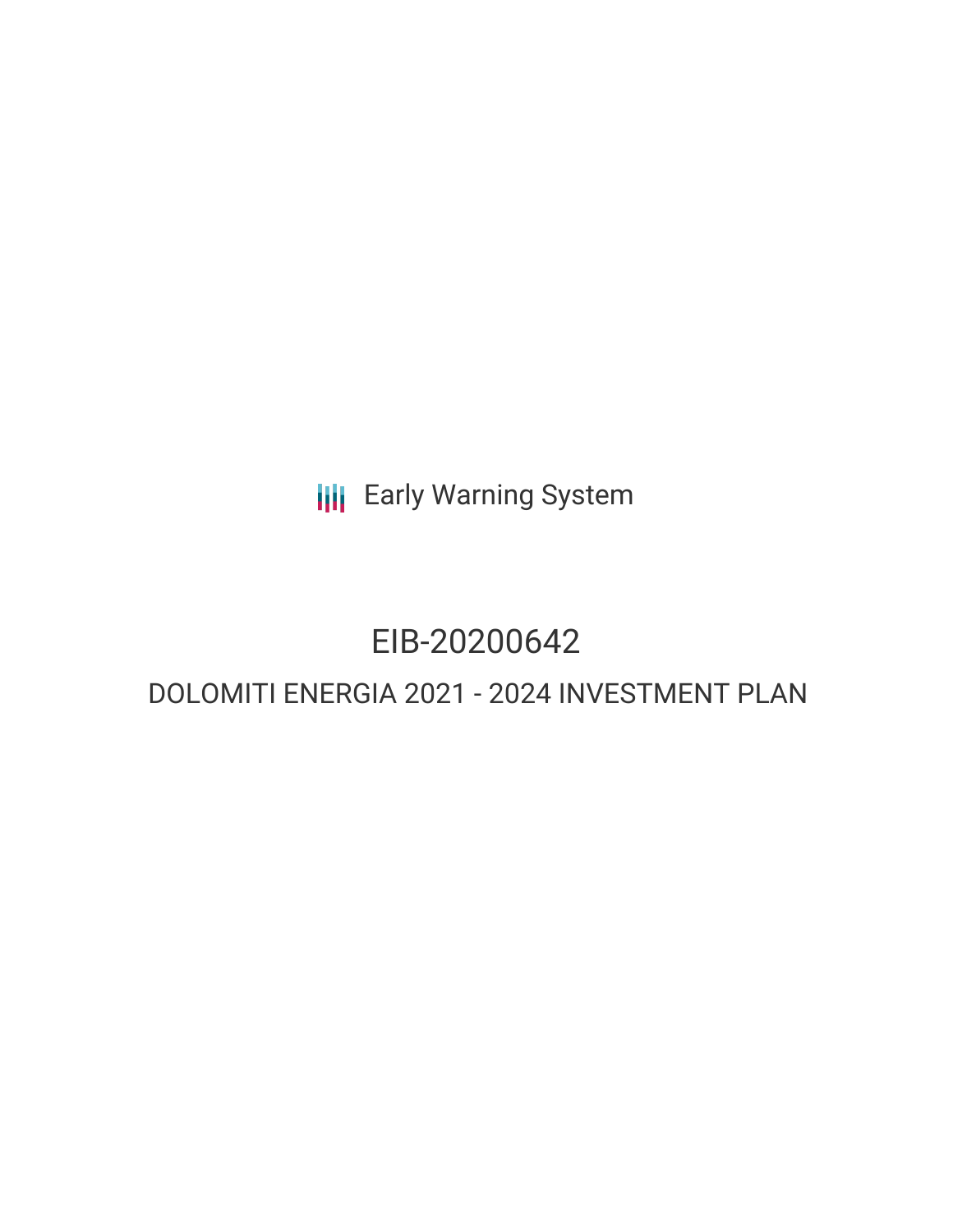Early Warning System

# EIB-20200642

## DOLOMITI ENERGIA 2021 - 2024 INVESTMENT PLAN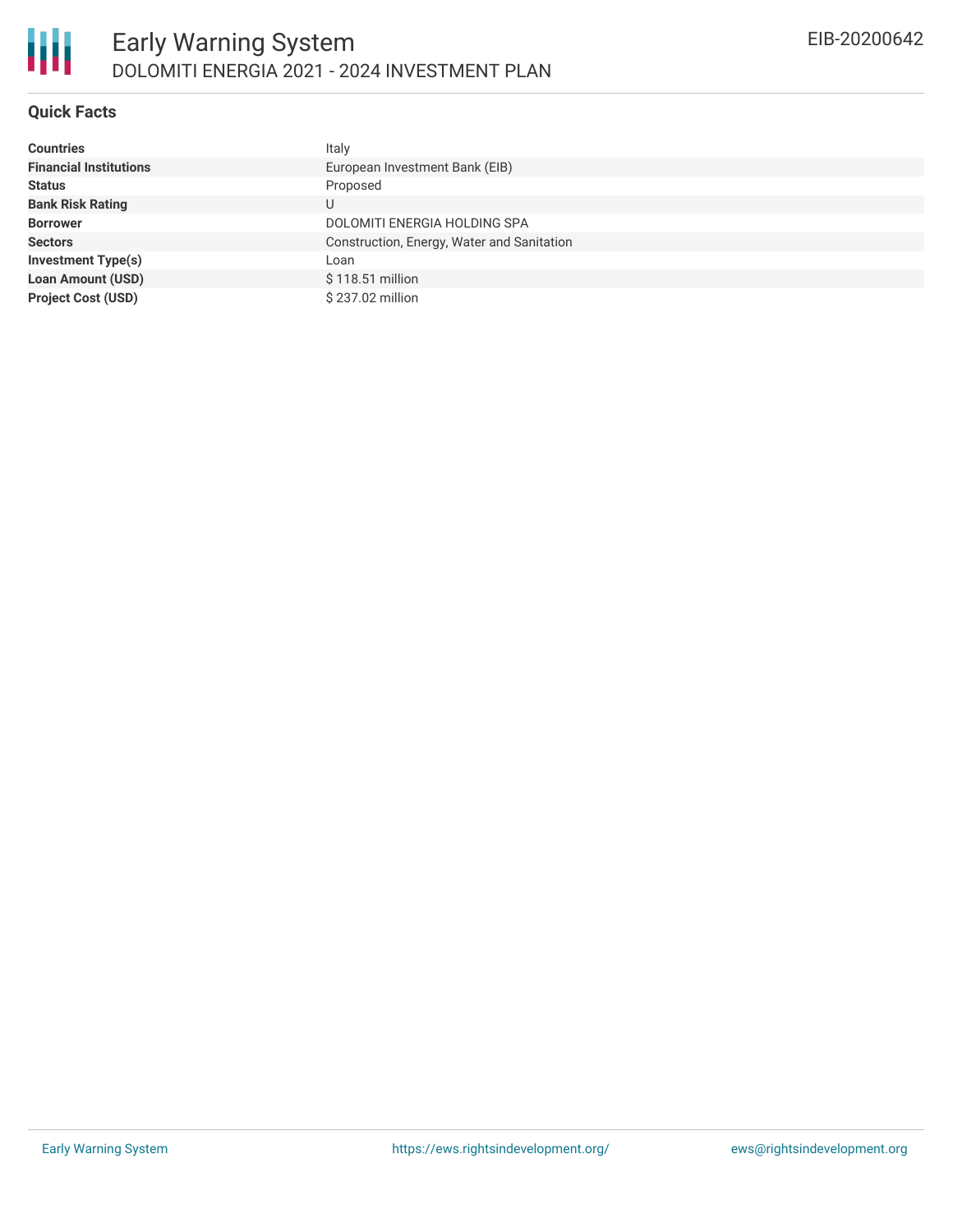# Early Warning System

DOLOMITI ENERGIA 2021 - 2024 INVESTMENT PLAN

EIB-20200642

## Quick Facts

| | |
|---|---|
| **Countries** | Italy |
| **Financial Institutions** | European Investment Bank (EIB) |
| **Status** | Proposed |
| **Bank Risk Rating** | U |
| **Borrower** | DOLOMITI ENERGIA HOLDING SPA |
| **Sectors** | Construction, Energy, Water and Sanitation |
| **Investment Type(s)** | Loan |
| **Loan Amount (USD)** | $ 118.51 million |
| **Project Cost (USD)** | $ 237.02 million |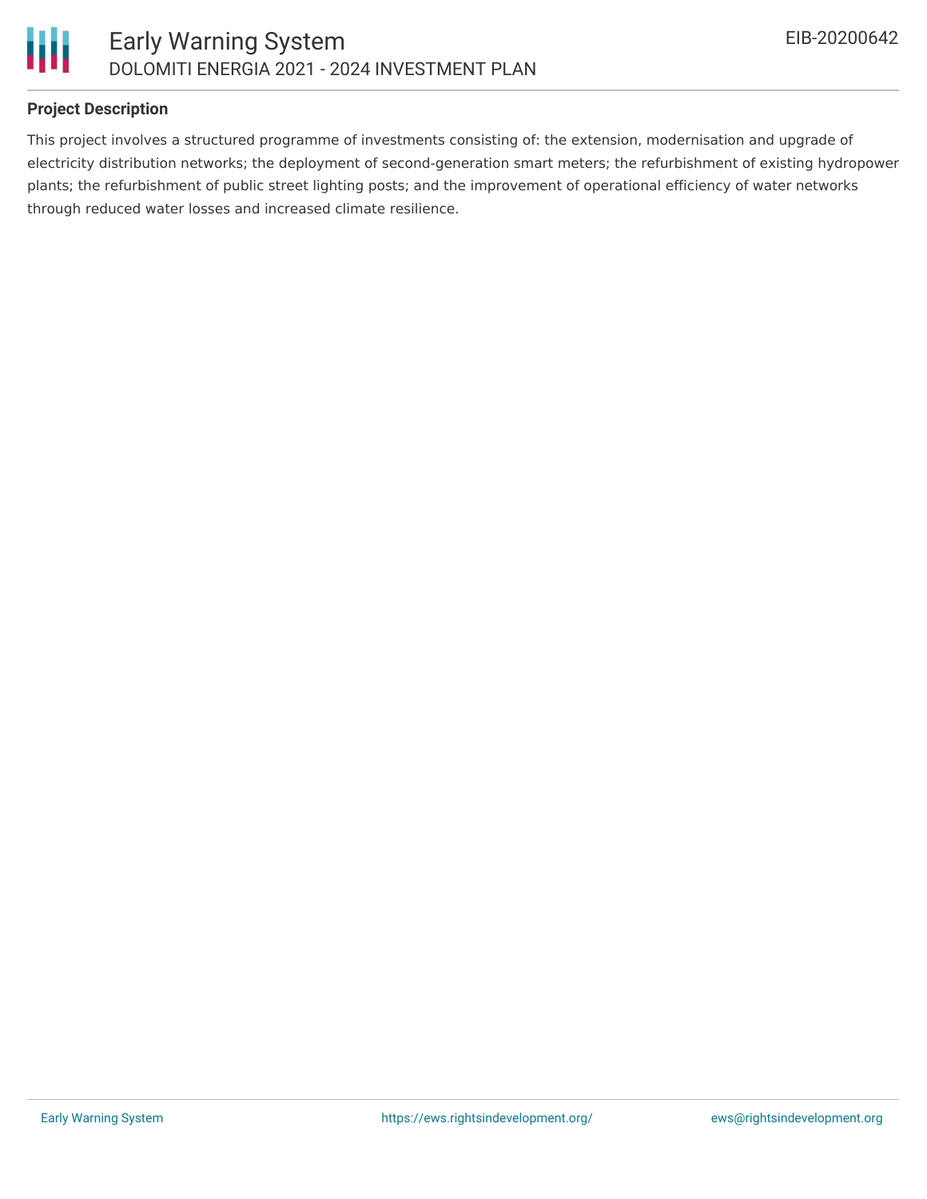**Project Description**

This project involves a structured programme of investments consisting of: the extension, modernisation and upgrade of electricity distribution networks; the deployment of second-generation smart meters; the refurbishment of existing hydropower plants; the refurbishment of public street lighting posts; and the improvement of operational efficiency of water networks through reduced water losses and increased climate resilience.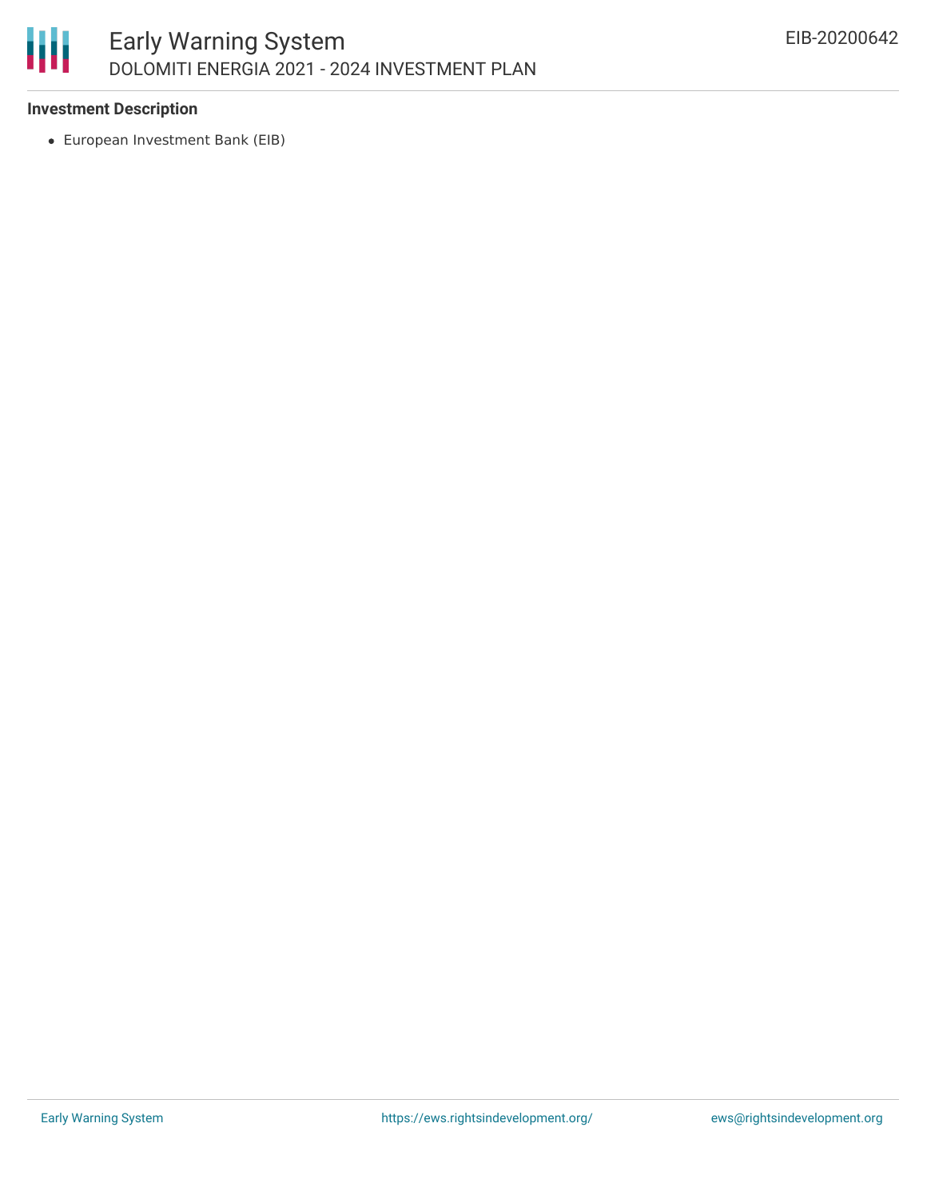**Investment Description**

- European Investment Bank (EIB)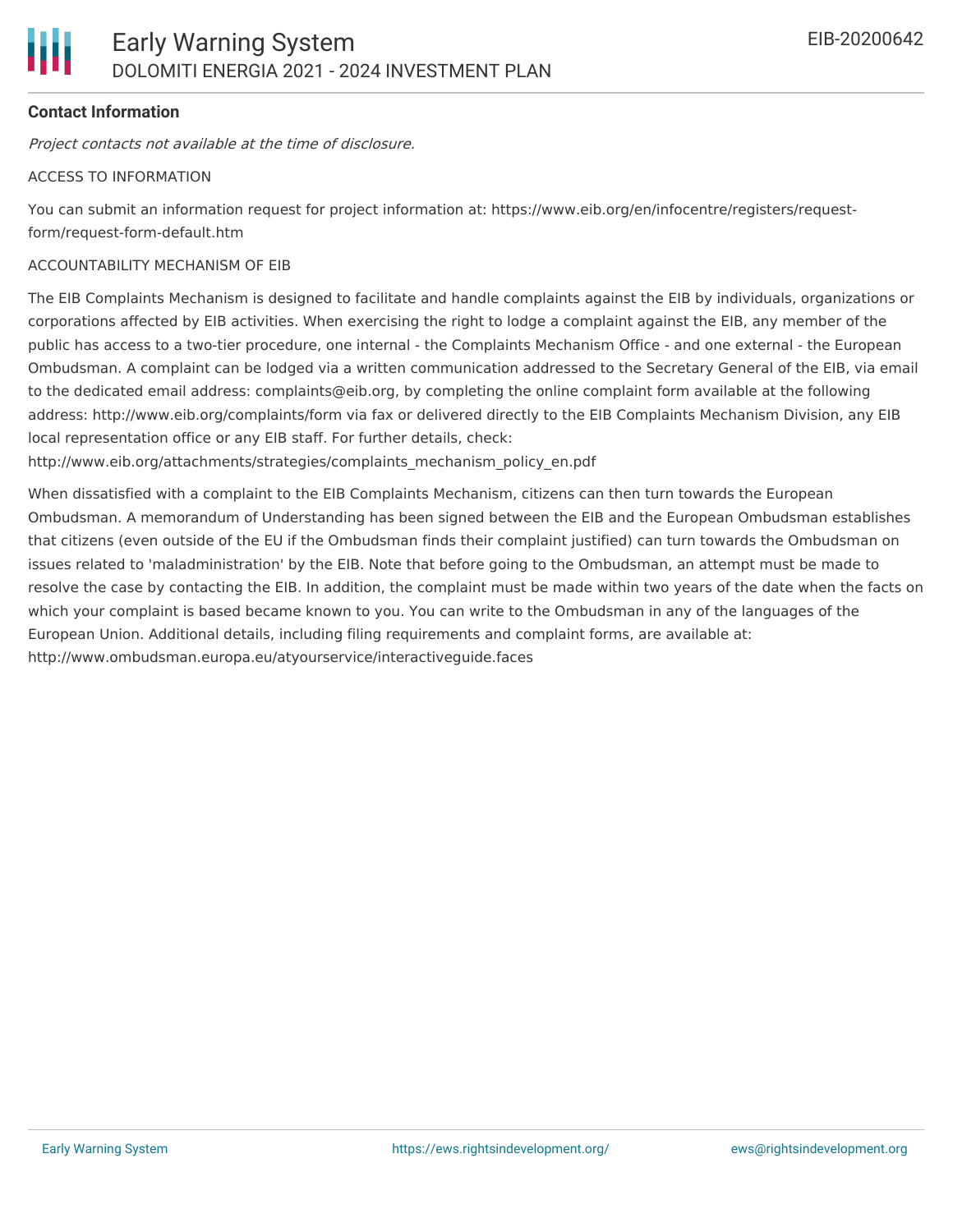**Contact Information**

*Project contacts not available at the time of disclosure.*

ACCESS TO INFORMATION

You can submit an information request for project information at: https://www.eib.org/en/infocentre/registers/request-form/request-form-default.htm

ACCOUNTABILITY MECHANISM OF EIB

The EIB Complaints Mechanism is designed to facilitate and handle complaints against the EIB by individuals, organizations or corporations affected by EIB activities. When exercising the right to lodge a complaint against the EIB, any member of the public has access to a two-tier procedure, one internal - the Complaints Mechanism Office - and one external - the European Ombudsman. A complaint can be lodged via a written communication addressed to the Secretary General of the EIB, via email to the dedicated email address: complaints@eib.org, by completing the online complaint form available at the following address: http://www.eib.org/complaints/form via fax or delivered directly to the EIB Complaints Mechanism Division, any EIB local representation office or any EIB staff. For further details, check: http://www.eib.org/attachments/strategies/complaints_mechanism_policy_en.pdf

When dissatisfied with a complaint to the EIB Complaints Mechanism, citizens can then turn towards the European Ombudsman. A memorandum of Understanding has been signed between the EIB and the European Ombudsman establishes that citizens (even outside of the EU if the Ombudsman finds their complaint justified) can turn towards the Ombudsman on issues related to 'maladministration' by the EIB. Note that before going to the Ombudsman, an attempt must be made to resolve the case by contacting the EIB. In addition, the complaint must be made within two years of the date when the facts on which your complaint is based became known to you. You can write to the Ombudsman in any of the languages of the European Union. Additional details, including filing requirements and complaint forms, are available at: http://www.ombudsman.europa.eu/atyourservice/interactiveguide.faces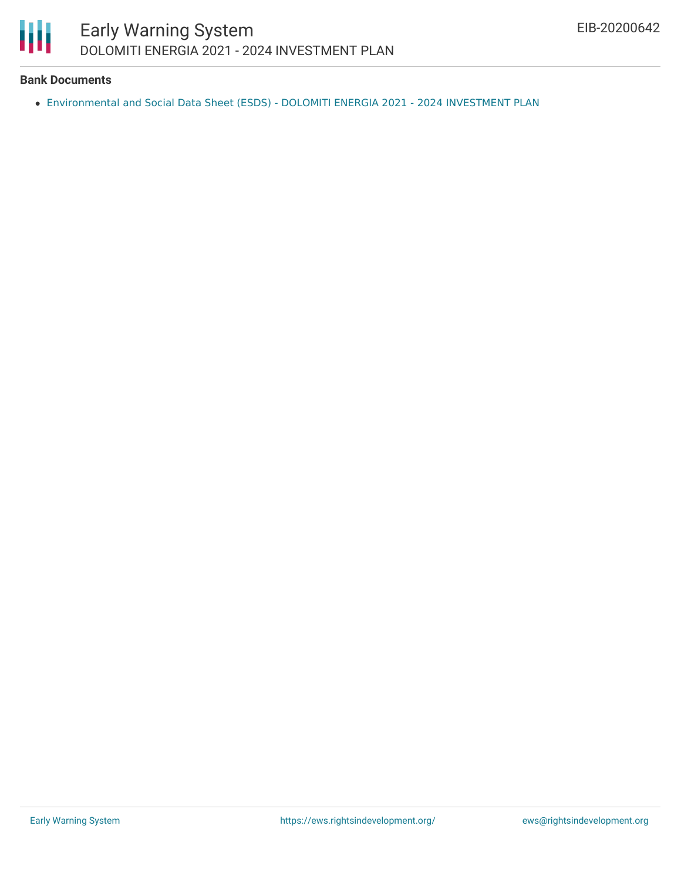**Bank Documents**

- Environmental and Social Data Sheet (ESDS) - DOLOMITI ENERGIA 2021 - 2024 INVESTMENT PLAN